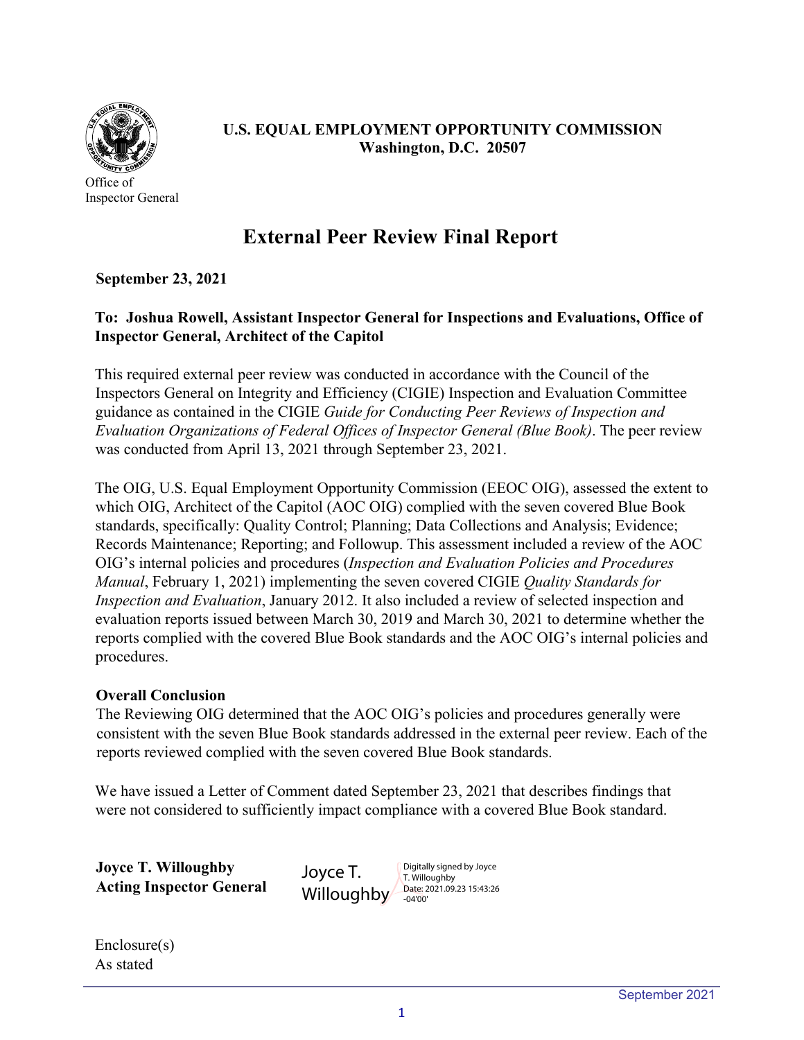Office of
Inspector General

**U.S. EQUAL EMPLOYMENT OPPORTUNITY COMMISSION**
**Washington, D.C. 20507**

# External Peer Review Final Report

**September 23, 2021**

**To: Joshua Rowell, Assistant Inspector General for Inspections and Evaluations, Office of Inspector General, Architect of the Capitol**

This required external peer review was conducted in accordance with the Council of the Inspectors General on Integrity and Efficiency (CIGIE) Inspection and Evaluation Committee guidance as contained in the CIGIE *Guide for Conducting Peer Reviews of Inspection and Evaluation Organizations of Federal Offices of Inspector General (Blue Book)*. The peer review was conducted from April 13, 2021 through September 23, 2021.

The OIG, U.S. Equal Employment Opportunity Commission (EEOC OIG), assessed the extent to which OIG, Architect of the Capitol (AOC OIG) complied with the seven covered Blue Book standards, specifically: Quality Control; Planning; Data Collections and Analysis; Evidence; Records Maintenance; Reporting; and Followup. This assessment included a review of the AOC OIG's internal policies and procedures (*Inspection and Evaluation Policies and Procedures Manual*, February 1, 2021) implementing the seven covered CIGIE *Quality Standards for Inspection and Evaluation*, January 2012. It also included a review of selected inspection and evaluation reports issued between March 30, 2019 and March 30, 2021 to determine whether the reports complied with the covered Blue Book standards and the AOC OIG's internal policies and procedures.

**Overall Conclusion**

The Reviewing OIG determined that the AOC OIG's policies and procedures generally were consistent with the seven Blue Book standards addressed in the external peer review. Each of the reports reviewed complied with the seven covered Blue Book standards.

We have issued a Letter of Comment dated September 23, 2021 that describes findings that were not considered to sufficiently impact compliance with a covered Blue Book standard.

**Joyce T. Willoughby**
**Acting Inspector General**

Joyce T. Willoughby
Digitally signed by Joyce T. Willoughby
Date: 2021.09.23 15:43:26 -04'00'

Enclosure(s)
As stated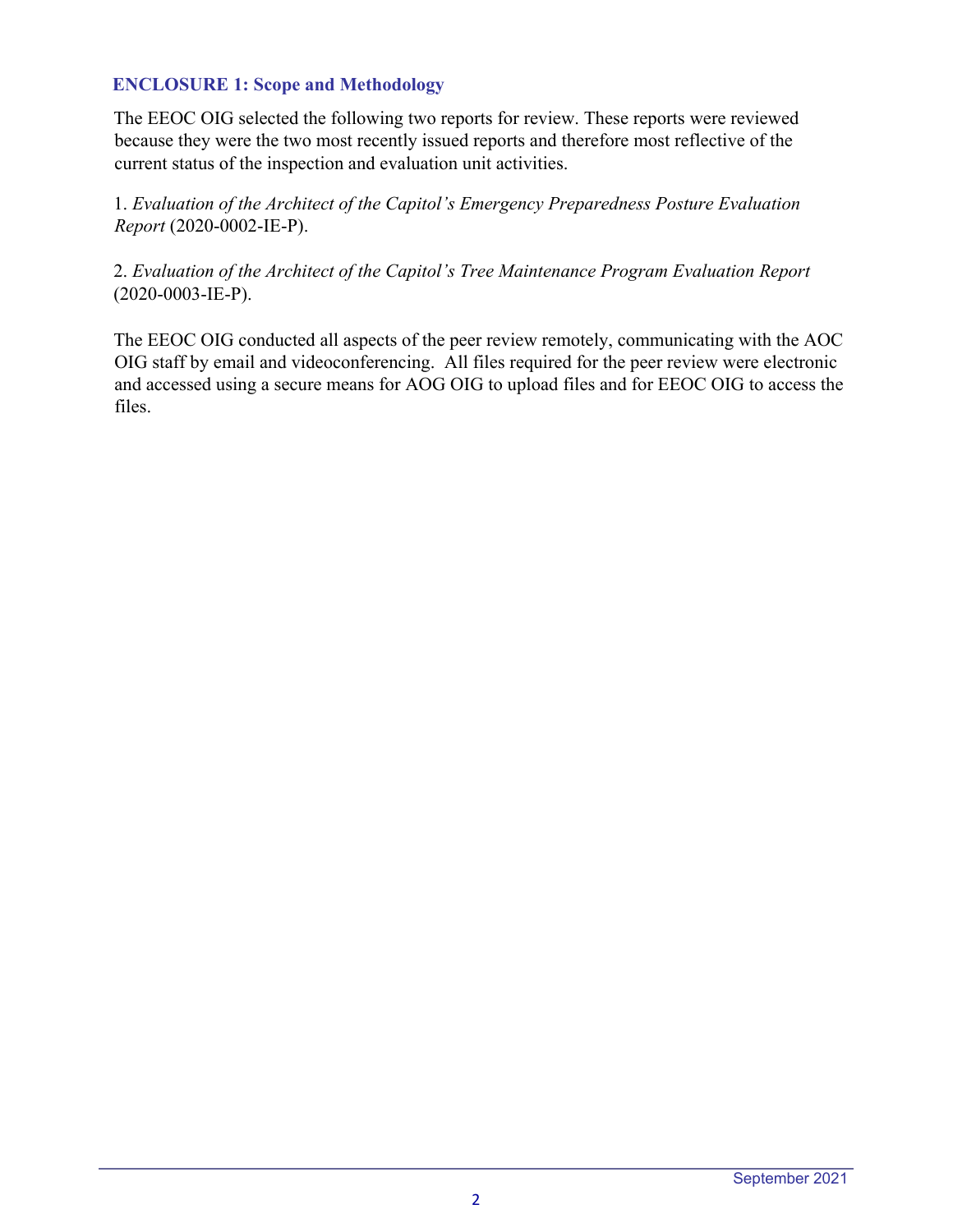## ENCLOSURE 1: Scope and Methodology

The EEOC OIG selected the following two reports for review. These reports were reviewed because they were the two most recently issued reports and therefore most reflective of the current status of the inspection and evaluation unit activities.

1. *Evaluation of the Architect of the Capitol's Emergency Preparedness Posture Evaluation Report* (2020-0002-IE-P).

2. *Evaluation of the Architect of the Capitol's Tree Maintenance Program Evaluation Report* (2020-0003-IE-P).

The EEOC OIG conducted all aspects of the peer review remotely, communicating with the AOC OIG staff by email and videoconferencing. All files required for the peer review were electronic and accessed using a secure means for AOG OIG to upload files and for EEOC OIG to access the files.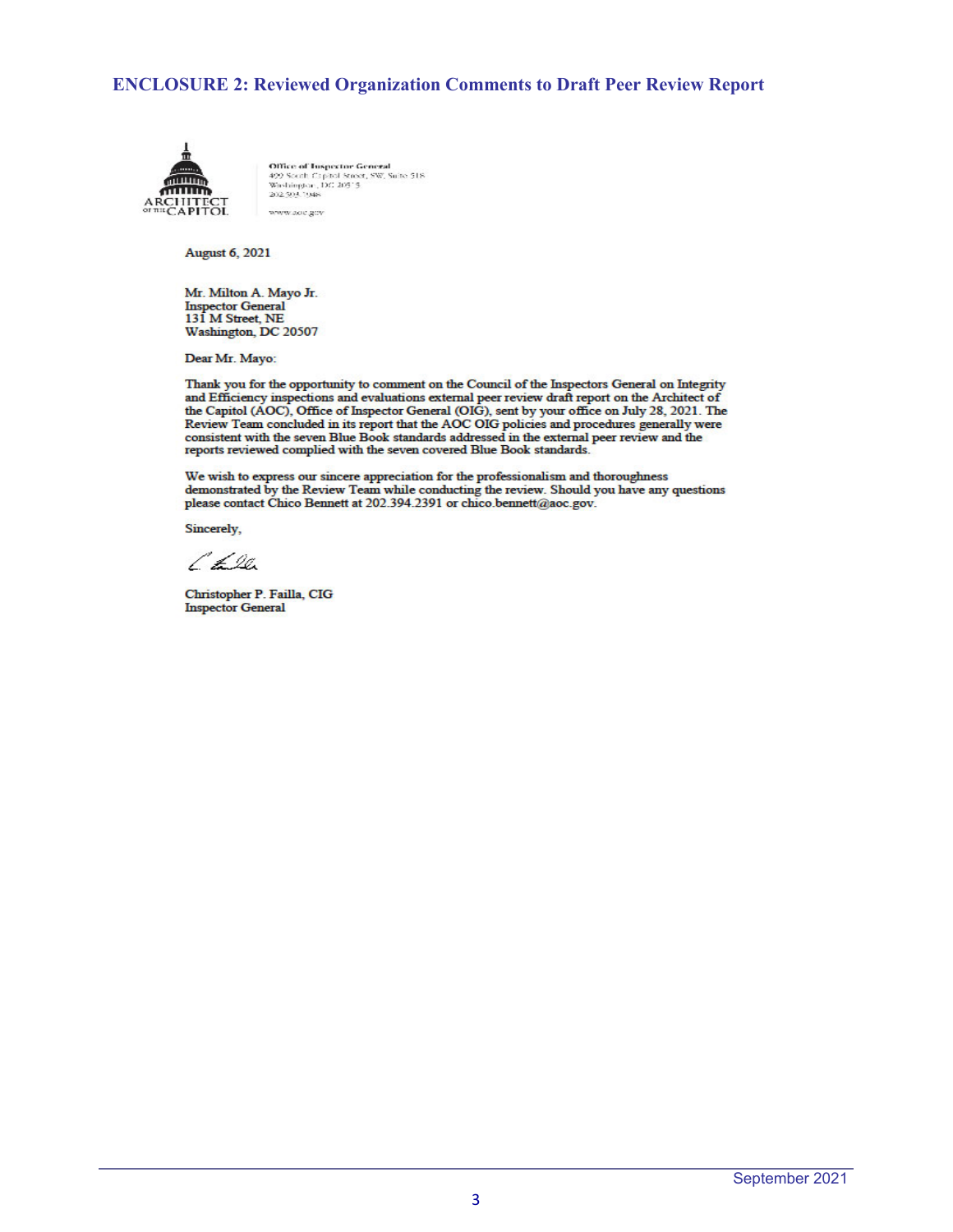## ENCLOSURE 2: Reviewed Organization Comments to Draft Peer Review Report

ARCHITECT OF THE CAPITOL

**Office of Inspector General**
499 South Capitol Street, SW, Suite 518
Washington, DC 20515
202.593.1948

www.aoc.gov

**August 6, 2021**

**Mr. Milton A. Mayo Jr.**
**Inspector General**
**131 M Street, NE**
**Washington, DC 20507**

Dear Mr. Mayo:

Thank you for the opportunity to comment on the Council of the Inspectors General on Integrity and Efficiency inspections and evaluations external peer review draft report on the Architect of the Capitol (AOC), Office of Inspector General (OIG), sent by your office on July 28, 2021. The Review Team concluded in its report that the AOC OIG policies and procedures generally were consistent with the seven Blue Book standards addressed in the external peer review and the reports reviewed complied with the seven covered Blue Book standards.

We wish to express our sincere appreciation for the professionalism and thoroughness demonstrated by the Review Team while conducting the review. Should you have any questions please contact Chico Bennett at 202.394.2391 or chico.bennett@aoc.gov.

Sincerely,

Christopher P. Failla, CIG
Inspector General

September 2021